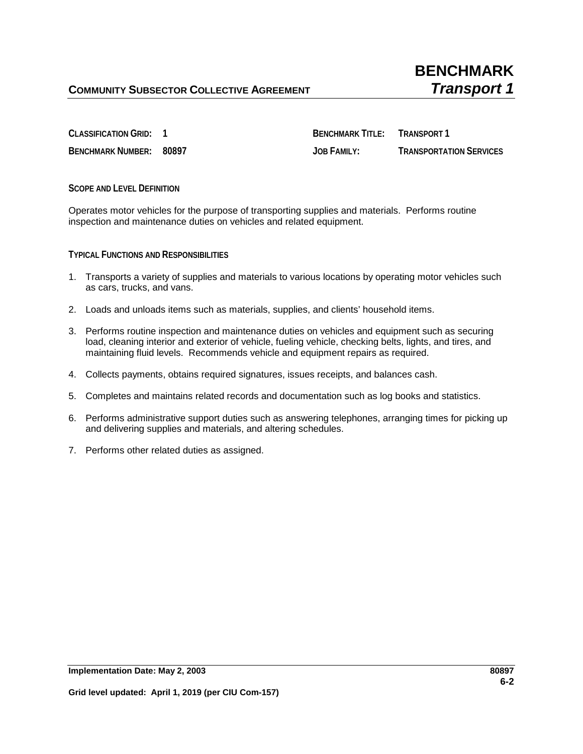# BENCHMARK
## *Transport 1*

**COMMUNITY SUBSECTOR COLLECTIVE AGREEMENT**

| | | | |
|---|---|---|---|
| **CLASSIFICATION GRID:** | **1** | **BENCHMARK TITLE:** | **TRANSPORT 1** |
| **BENCHMARK NUMBER:** | **80897** | **JOB FAMILY:** | **TRANSPORTATION SERVICES** |

**SCOPE AND LEVEL DEFINITION**

Operates motor vehicles for the purpose of transporting supplies and materials. Performs routine inspection and maintenance duties on vehicles and related equipment.

**TYPICAL FUNCTIONS AND RESPONSIBILITIES**

1. Transports a variety of supplies and materials to various locations by operating motor vehicles such as cars, trucks, and vans.

2. Loads and unloads items such as materials, supplies, and clients' household items.

3. Performs routine inspection and maintenance duties on vehicles and equipment such as securing load, cleaning interior and exterior of vehicle, fueling vehicle, checking belts, lights, and tires, and maintaining fluid levels. Recommends vehicle and equipment repairs as required.

4. Collects payments, obtains required signatures, issues receipts, and balances cash.

5. Completes and maintains related records and documentation such as log books and statistics.

6. Performs administrative support duties such as answering telephones, arranging times for picking up and delivering supplies and materials, and altering schedules.

7. Performs other related duties as assigned.

**Implementation Date: May 2, 2003**

**80897**

**Grid level updated: April 1, 2019 (per CIU Com-157)**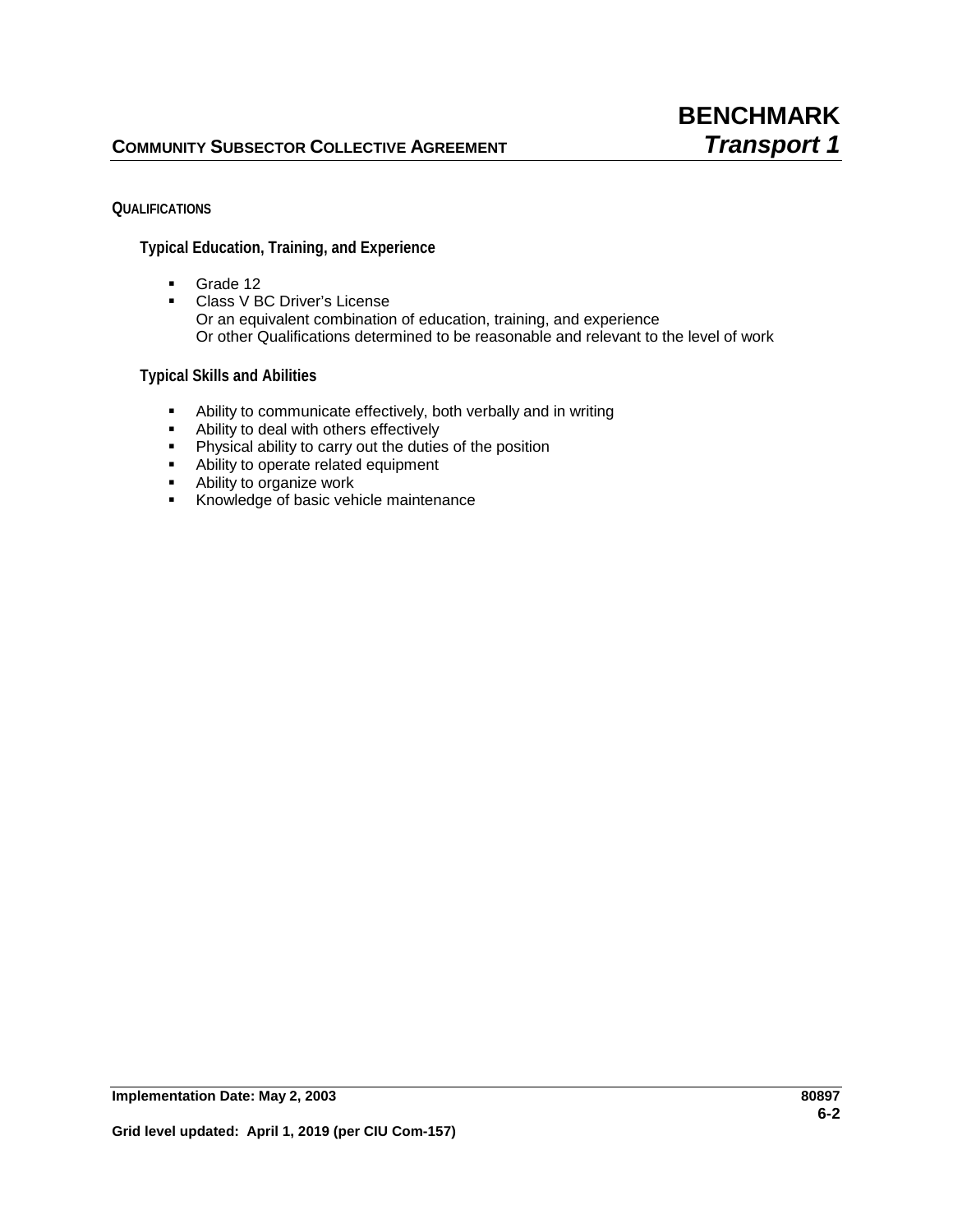## QUALIFICATIONS

### Typical Education, Training, and Experience

- Grade 12
- Class V BC Driver's License
  Or an equivalent combination of education, training, and experience
  Or other Qualifications determined to be reasonable and relevant to the level of work

### Typical Skills and Abilities

- Ability to communicate effectively, both verbally and in writing
- Ability to deal with others effectively
- Physical ability to carry out the duties of the position
- Ability to operate related equipment
- Ability to organize work
- Knowledge of basic vehicle maintenance

**Implementation Date: May 2, 2003**

**80897**

**Grid level updated: April 1, 2019 (per CIU Com-157)**